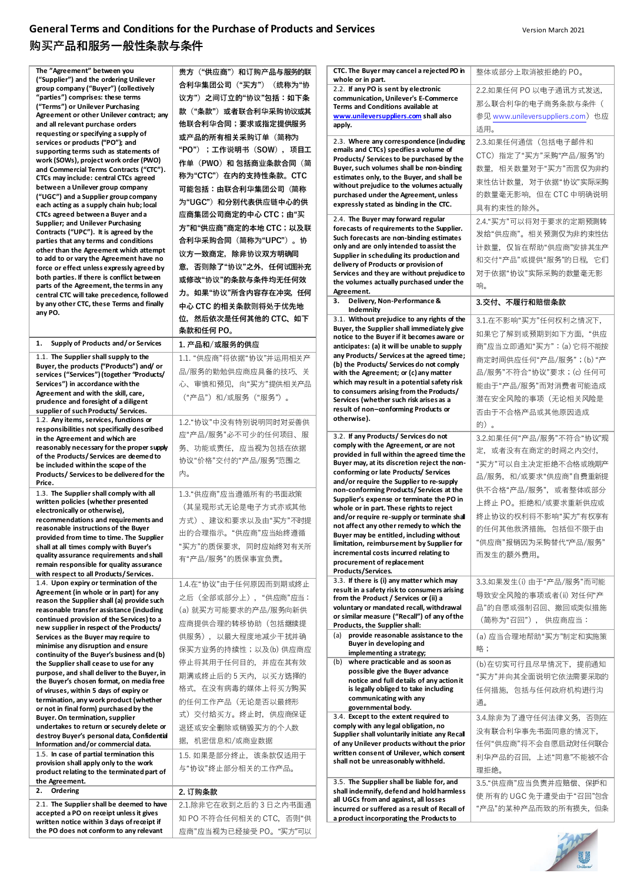# General Terms and Conditions for the Purchase of Products and Services
# 购买产品和服务一般性条款与条件

Version March 2021

| | |
|---|---|
| The "Agreement" between you ("Supplier") and the ordering Unilever group company ("Buyer") (collectively "parties") comprises: these terms ("Terms") or Unilever Purchasing Agreement or other Unilever contract; any and all relevant purchase orders requesting or specifying a supply of services or products ("PO"); and supporting terms such as statements of work (SOWs), project work order (PWO) and Commercial Terms Contracts ("CTC"). CTCs may include: central CTCs agreed between a Unilever group company ("UGC") and a Supplier group company each acting as a supply chain hub; local CTCs agreed between a Buyer and a Supplier; and Unilever Purchasing Contracts ("UPC"). It is agreed by the parties that any terms and conditions other than the Agreement which attempt to add to or vary the Agreement have no force or effect unless expressly agreed by both parties. If there is conflict between parts of the Agreement, the terms in any central CTC will take precedence, followed by any other CTC, these Terms and finally any PO. | 贵方（"供应商"）和订购产品与服务的联合利华集团公司（"买方"）（统称为"协议方"）之间订立的"协议"包括：如下条款（"条款"）或者联合利华采购协议或其他联合利华合同；要求或指定提供服务或产品的所有相关采购订单（简称为"PO"）；工作说明书（SOW），项目工作单（PWO）和包括商业条款合同（简称为"CTC"）在内的支持性条款。CTC可能包括：由联合利华集团公司（简称为"UGC"）和分别代表供应链中心的供应商集团公司商定的中心CTC；由"买方"和"供应商"商定的本地CTC；以及联合利华采购合同（简称为"UPC"）。协议方一致商定，除非协议双方明确同意，否则除了"协议"之外，任何试图补充或修改"协议"的条款与条件均无任何效力。如果"协议"所含内容存在冲突，任何中心CTC的相关条款则将处于优先地位，然后依次是任何其他的CTC、如下条款和任何PO。 |
| **1. Supply of Products and/ or Services** | **1. 产品和/或服务的供应** |
| **1.1. The Supplier shall supply to the Buyer, the products ("Products") and/ or services ("Services") (together "Products/ Services") in accordance with the Agreement and with the skill, care, prudence and foresight of a diligent supplier of such Products/ Services.** | 1.1. "供应商"将依据"协议"并运用相关产品/服务的勤勉供应商应具备的技巧、关心、审慎和预见，向"买方"提供相关产品（"产品"）和/或服务（"服务"）。 |
| **1.2. Any items, services, functions or responsibilities not specifically described in the Agreement and which are reasonably necessary for the proper supply of the Products/ Services are deemed to be included within the scope of the Products/ Services to be delivered for the Price.** | 1.2."协议"中没有特别说明同时对妥善供应"产品/服务"必不可少的任何项目、服务、功能或责任，应当视为包括在依据协议"价格"交付的"产品/服务"范围之内。 |
| **1.3. The Supplier shall comply with all written policies (whether presented electronically or otherwise), recommendations and requirements and reasonable instructions of the Buyer provided from time to time. The Supplier shall at all times comply with Buyer's quality assurance requirements and shall remain responsible for quality assurance with respect to all Products/ Services.** | 1.3."供应商"应当遵循所有的书面政策（其呈现形式无论是电子方式亦或其他方式）、建议和要求以及由"买方"不时提出的合理指示。"供应商"应当始终遵循"买方"的质保要求，同时应始终对有关所有"产品/服务"的质保事宜负责。 |
| **1.4. Upon expiry or termination of the Agreement (in whole or in part) for any reason the Supplier shall (a) provide such reasonable transfer assistance (including continued provision of the Services) to a new supplier in respect of the Products/ Services as the Buyer may require to minimise any disruption and ensure continuity of the Buyer's business and (b) the Supplier shall cease to use for any purpose, and shall deliver to the Buyer, in the Buyer's chosen format, on media free of viruses, within 5 days of expiry or termination, any work product (whether or not in final form) purchased by the Buyer. On termination, supplier undertakes to return or securely delete or destroy Buyer's personal data, Confidential Information and/or commercial data.** | 1.4.在"协议"由于任何原因而到期或终止之后（全部或部分上），"供应商"应当：(a) 就买方可能要求的产品/服务向新供应商提供合理的转移协助（包括继续提供服务），以最大程度地减少干扰并确保买方业务的持续性；以及(b) 供应商应停止将其用于任何目的，并应在其有效期满或终止后的5天内，以买方选择的格式，在没有病毒的媒体上将买方购买的任何工作产品（无论是否以最终形式）交付给买方。终止时，供应商保证退还或安全删除或销毁买方的个人数据，机密信息和/或商业数据 |
| **1.5. In case of partial termination this provision shall apply only to the work product relating to the terminated part of the Agreement.** | 1.5. 如果是部分终止，该条款仅适用于与"协议"终止部分相关的工作产品。 |
| **2. Ordering** | **2. 订购条款** |
| **2.1. The Supplier shall be deemed to have accepted a PO on receipt unless it gives written notice within 3 days of receipt if the PO does not conform to any relevant CTC. The Buyer may cancel a rejected PO in whole or in part.** | 2.1.除非它在收到之后的3日之内书面通知PO不符合任何相关的CTC，否则"供应商"应当视为已经接受PO。"买方"可以整体或部分上取消被拒绝的PO。 |
| **2.2. If any PO is sent by electronic communication, Unilever's E-Commerce Terms and Conditions available at www.unileversuppliers.com shall also apply.** | 2.2.如果任何PO以电子通讯方式发送，那么联合利华的电子商务条款与条件（参见 www.unileversuppliers.com）也应适用。 |
| **2.3. Where any correspondence (including emails and CTCs) specifies a volume of Products/ Services to be purchased by the Buyer, such volumes shall be non-binding estimates only to the Buyer, and shall be without prejudice to the volumes actually purchased under the Agreement, unless expressly stated as binding in the CTC.** | 2.3.如果任何通信（包括电子邮件和CTC）指定了"买方"采购"产品/服务"的数量，相关数量对于"买方"而言仅为非约束性估计数量，对于依据"协议"实际采购的数量毫无影响，但在CTC中明确说明具有约束性的除外。 |
| **2.4. The Buyer may forward regular forecasts of requirements to the Supplier. Such forecasts are non-binding estimates only and are only intended to assist the Supplier in scheduling its production and delivery of Products or provision of Services and they are without prejudice to the volumes actually purchased under the Agreement.** | 2.4."买方"可以将对于要求的定期预测转发给"供应商"。相关预测仅为非约束性估计数量，仅旨在帮助"供应商"安排其生产和交付"产品"或提供"服务"的日程，它们对于依据"协议"实际采购的数量毫无影响。 |
| **3. Delivery, Non-Performance & Indemnity** | **3.交付、不履行和赔偿条款** |
| **3.1. Without prejudice to any rights of the Buyer, the Supplier shall immediately give notice to the Buyer if it becomes aware or anticipates: (a) it will be unable to supply any Products/ Services at the agreed time; (b) the Products/ Services do not comply with the Agreement; or (c) any matter which may result in a potential safety risk to consumers arising from the Products/ Services (whether such risk arises as a result of non–conforming Products or otherwise).** | 3.1.在不影响"买方"任何权利之情况下，如果它了解到或预期到如下方面，"供应商"应当立即通知"买方"：(a) 它将不能按商定时间供应任何"产品/服务"；(b) "产品/服务"不符合"协议"要求；(c) 任何可能由于"产品/服务"而对消费者可能造成潜在安全风险的事项（无论相关风险是否由于不合格产品或其他原因造成的）。 |
| **3.2. If any Products/ Services do not comply with the Agreement, or are not provided in full within the agreed time the Buyer may, at its discretion reject the non-conforming or late Products/ Services and/or require the Supplier to re-supply non-conforming Products/ Services at the Supplier's expense or terminate the PO in whole or in part. These rights to reject and/or require re-supply or terminate shall not affect any other remedy to which the Buyer may be entitled, including without limitation, reimbursement by Supplier for incremental costs incurred relating to procurement of replacement Products/Services.** | 3.2.如果任何"产品/服务"不符合"协议"规定，或者没有在商定的时间之内交付，"买方"可以自主决定拒绝不合格或晚期产品/服务，和/或要求"供应商"自费重新提供不合格"产品/服务"，或者整体或部分上终止PO。拒绝和/或要求重新供应或终止协议的权利将不影响"买方"有权享有的任何其他救济措施，包括但不限于由"供应商"报销因为采购替代"产品/服务"而发生的额外费用。 |
| **3.3. If there is (i) any matter which may result in a safety risk to consumers arising from the Product / Services or (ii) a voluntary or mandated recall, withdrawal or similar measure ("Recall") of any of the Products, the Supplier shall:** | 3.3.如果发生(i) 由于"产品/服务"而可能导致安全风险的事项或者(ii) 对任何"产品"的自愿或强制召回、撤回或类似措施（简称为"召回"），供应商应当： |
| **(a) provide reasonable assistance to the Buyer in developing and implementing a strategy;** | (a) 应当合理地帮助"买方"制定和实施策略； |
| **(b) where practicable and as soon as possible give the Buyer advance notice and full details of any action it is legally obliged to take including communicating with any governmental body.** | (b)在切实可行且尽早情况下，提前通知"买方"并向其全面说明它依法需要采取的任何措施，包括与任何政府机构进行沟通。 |
| **3.4. Except to the extent required to comply with any legal obligation, no Supplier shall voluntarily initiate any Recall of any Unilever products without the prior written consent of Unilever, which consent shall not be unreasonably withheld.** | 3.4.除非为了遵守任何法律义务，否则在没有联合利华事先书面同意的情况下，任何"供应商"将不会自愿启动对任何联合利华产品的召回，上述"同意"不能被不合理拒绝。 |
| **3.5. The Supplier shall be liable for, and shall indemnify, defend and hold harmless all UGCs from and against, all losses incurred or suffered as a result of Recall of a product incorporating the Products to** | 3.5."供应商"应当负责并应赔偿、保护和使所有的UGC免于遭受由于"召回"包含"产品"的某种产品而致的所有损失，但条 |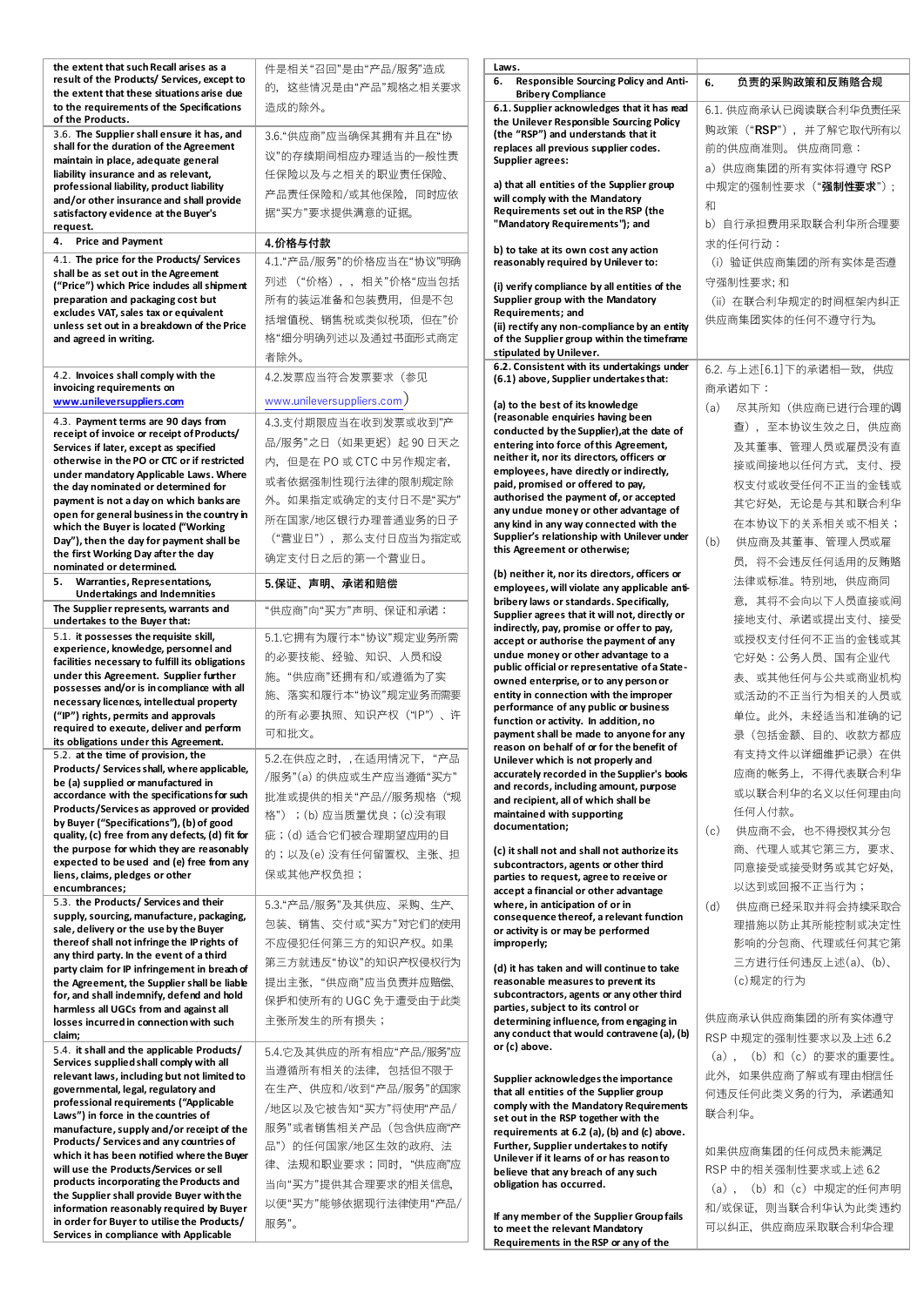| | |
|---|---|
| the extent that such Recall arises as a result of the Products/ Services, except to the extent that these situations arise due to the requirements of the Specifications of the Products. | 件是相关"召回"是由"产品/服务"造成的，这些情况是由"产品"规格之相关要求造成的除外。 |
| 3.6. The Supplier shall ensure it has, and shall for the duration of the Agreement maintain in place, adequate general liability insurance and as relevant, professional liability, product liability and/or other insurance and shall provide satisfactory evidence at the Buyer's request. | 3.6."供应商"应当确保其拥有并且在"协议"的存续期间相应办理适当的一般性责任保险以及与之相关的职业责任保险、产品责任保险和/或其他保险，同时应依据"买方"要求提供满意的证据。 |
| **4. Price and Payment** | **4.价格与付款** |
| 4.1. The price for the Products/ Services shall be as set out in the Agreement ("Price") which Price includes all shipment preparation and packaging cost but excludes VAT, sales tax or equivalent unless set out in a breakdown of the Price and agreed in writing. | 4.1."产品/服务"的价格应当在"协议"明确列述（"价格"），，相关"价格"应当包括所有的装运准备和包装费用，但是不包括增值税、销售税或类似税项，但在"价格"细分明确列述以及通过书面形式商定者除外。 |
| 4.2. Invoices shall comply with the invoicing requirements on www.unileversuppliers.com | 4.2.发票应当符合发票要求（参见 www.unileversuppliers.com） |
| 4.3. Payment terms are 90 days from receipt of invoice or receipt of Products/ Services if later, except as specified otherwise in the PO or CTC or if restricted under mandatory Applicable Laws. Where the day nominated or determined for payment is not a day on which banks are open for general business in the country in which the Buyer is located ("Working Day"), then the day for payment shall be the first Working Day after the day nominated or determined. | 4.3.支付期限应当在收到发票或收到"产品/服务"之日（如果更迟）起 90 日天之内，但是在 PO 或 CTC 中另作规定者，或者依据强制性现行法律的限制规定除外。如果指定或确定的支付日不是"买方"所在国家/地区银行办理普通业务的日子（"营业日"），那么支付日应当为指定或确定支付日之后的第一个营业日。 |
| **5. Warranties, Representations, Undertakings and Indemnities** | **5.保证、声明、承诺和赔偿** |
| The Supplier represents, warrants and undertakes to the Buyer that: | "供应商"向"买方"声明、保证和承诺： |
| 5.1. it possesses the requisite skill, experience, knowledge, personnel and facilities necessary to fulfill its obligations under this Agreement. Supplier further possesses and/or is in compliance with all necessary licences, intellectual property ("IP") rights, permits and approvals required to execute, deliver and perform its obligations under this Agreement. | 5.1.它拥有为履行本"协议"规定业务所需的必要技能、经验、知识、人员和设施。"供应商"还拥有和/或遵循为了实施、落实和履行本"协议"规定业务而需要的所有必要执照、知识产权（"IP"）、许可和批文。 |
| 5.2. at the time of provision, the Products/ Services shall, where applicable, be (a) supplied or manufactured in accordance with the specifications for such Products/Services as approved or provided by Buyer ("Specifications"), (b) of good quality, (c) free from any defects, (d) fit for the purpose for which they are reasonably expected to be used and (e) free from any liens, claims, pledges or other encumbrances; | 5.2.在供应之时，在适用情况下，"产品/服务"(a) 的供应或生产应当遵循"买方"批准或提供的相关"产品/服务规格（"规格"）；(b) 应当质量优良；(c) 没有瑕疵；(d) 适合它们被合理期望应用的目的；以及(e) 没有任何留置权、主张、担保或其他产权负担； |
| 5.3. the Products/ Services and their supply, sourcing, manufacture, packaging, sale, delivery or the use by the Buyer thereof shall not infringe the IP rights of any third party. In the event of a third party claim for IP infringement in breach of the Agreement, the Supplier shall be liable for, and shall indemnify, defend and hold harmless all UGCs from and against all losses incurred in connection with such claim; | 5.3."产品/服务"及其供应、采购、生产、包装、销售、交付或"买方"对它们的使用不应侵犯任何第三方的知识产权。如果第三方就违反"协议"的知识产权侵权行为提出主张，"供应商"应当负责并给予赔偿、保护和使所有的 UGC 免于遭受由于此类主张所发生的所有损失； |
| 5.4. it shall and the applicable Products/ Services supplied shall comply with all relevant laws, including but not limited to governmental, legal, regulatory and professional requirements ("Applicable Laws") in force in the countries of manufacture, supply and/or receipt of the Products/ Services and any countries of which it has been notified where the Buyer will use the Products/Services or sell products incorporating the Products and the Supplier shall provide Buyer with the information reasonably required by Buyer in order for Buyer to utilise the Products/ Services in compliance with Applicable Laws. | 5.4.它及其供应的所有相应"产品/服务"应当遵循所有相关的法律，包括但不限于在生产、供应和/收到"产品/服务"的国家/地区以及它被告知"买方"将使用"产品/服务"或者销售相关产品（包含供应商"产品"）的任何国家/地区生效的政府、法律、法规和职业要求；同时，"供应商"应当向"买方"提供其合理要求的相关信息，以便"买方"能够依据现行法律使用"产品/服务"。 |
| **6. Responsible Sourcing Policy and Anti-Bribery Compliance** | **6. 负责的采购政策和反贿赂合规** |
| 6.1. Supplier acknowledges that it has read the Unilever Responsible Sourcing Policy (the "RSP") and understands that it replaces all previous supplier codes. Supplier agrees:<br><br>a) that all entities of the Supplier group will comply with the Mandatory Requirements set out in the RSP (the "Mandatory Requirements"); and<br><br>b) to take at its own cost any action reasonably required by Unilever to:<br><br>(i) verify compliance by all entities of the Supplier group with the Mandatory Requirements; and<br>(ii) rectify any non-compliance by an entity of the Supplier group within the timeframe stipulated by Unilever. | 6.1. 供应商承认已阅读联合利华负责任采购政策（"**RSP**"），并了解它取代所有以前的供应商准则。供应商同意：<br><br>a）供应商集团的所有实体将遵守 RSP 中规定的强制性要求（"**强制性要求**"）；和<br><br>b）自行承担费用采取联合利华所合理要求的任何行动：<br>（i）验证供应商集团的所有实体是否遵守强制性要求；和<br>（ii）在联合利华规定的时间框架内纠正供应商集团实体的任何不遵守行为。 |
| 6.2. Consistent with its undertakings under (6.1) above, Supplier undertakes that:<br><br>(a) to the best of its knowledge (reasonable enquiries having been conducted by the Supplier),at the date of entering into force of this Agreement, neither it, nor its directors, officers or employees, have directly or indirectly, paid, promised or offered to pay, authorised the payment of, or accepted any undue money or other advantage of any kind in any way connected with the Supplier's relationship with Unilever under this Agreement or otherwise;<br><br>(b) neither it, nor its directors, officers or employees, will violate any applicable anti-bribery laws or standards. Specifically, Supplier agrees that it will not, directly or indirectly, pay, promise or offer to pay, accept or authorise the payment of any undue money or other advantage to a public official or representative of a State-owned enterprise, or to any person or entity in connection with the improper performance of any public or business function or activity. In addition, no payment shall be made to anyone for any reason on behalf of or for the benefit of Unilever which is not properly and accurately recorded in the Supplier's books and records, including amount, purpose and recipient, all of which shall be maintained with supporting documentation;<br><br>(c) it shall not and shall not authorize its subcontractors, agents or other third parties to request, agree to receive or accept a financial or other advantage where, in anticipation of or in consequence thereof, a relevant function or activity is or may be performed improperly;<br><br>(d) it has taken and will continue to take reasonable measures to prevent its subcontractors, agents or any other third parties, subject to its control or determining influence, from engaging in any conduct that would contravene (a), (b) or (c) above.<br><br>Supplier acknowledges the importance that all entities of the Supplier group comply with the Mandatory Requirements set out in the RSP together with the requirements at 6.2 (a), (b) and (c) above. Further, Supplier undertakes to notify Unilever if it learns of or has reason to believe that any breach of any such obligation has occurred.<br><br>If any member of the Supplier Group fails to meet the relevant Mandatory Requirements in the RSP or any of the | 6.2. 与上述[6.1]下的承诺相一致，供应商承诺如下：<br><br>(a) 尽其所知（供应商已进行合理的调查），至本协议生效之日，供应商及其董事、管理人员或雇员没有直接或间接地以任何方式，支付、授权支付或收受任何不正当的金钱或其它好处，无论是与其和联合利华在本协议下的关系相关或不相关；<br><br>(b) 供应商及其董事、管理人员或雇员，将不会违反任何适用的反贿赂法律或标准。特别地，供应商同意，其将不会向以下人员直接或间接地支付、承诺或提出支付、接受或授权支付任何不正当的金钱或其它好处：公务人员、国有企业代表、或其他任何与公共或商业机构或活动的不正当行为相关的人员或单位。此外，未经适当和准确的记录（包括金额、目的、收款方都应有支持文件以详细维护记录）在供应商的帐务上，不得代表联合利华或以联合利华的名义以任何理由向任何人付款。<br><br>(c) 供应商不会，也不得授权其分包商、代理人或其它第三方，要求、同意接受或接受财务或其它好处，以达到或回报不正当行为；<br><br>(d) 供应商已经采取并将会持续采取合理措施以防止其所能控制或决定性影响的分包商、代理或任何其它第三方进行任何违反上述(a)、(b)、(c)规定的行为<br><br>供应商承认供应商集团的所有实体遵守 RSP 中规定的强制性要求以及上述 6.2（a），（b）和（c）的要求的重要性。此外，如果供应商了解或有理由相信任何违反任何此类义务的行为，承诺通知联合利华。<br><br>如果供应商集团的任何成员未能满足 RSP 中的相关强制性要求或上述 6.2（a），（b）和（c）中规定的任何声明和/或保证，则当联合利华认为此类违约可以纠正，供应商应采取联合利华合理 |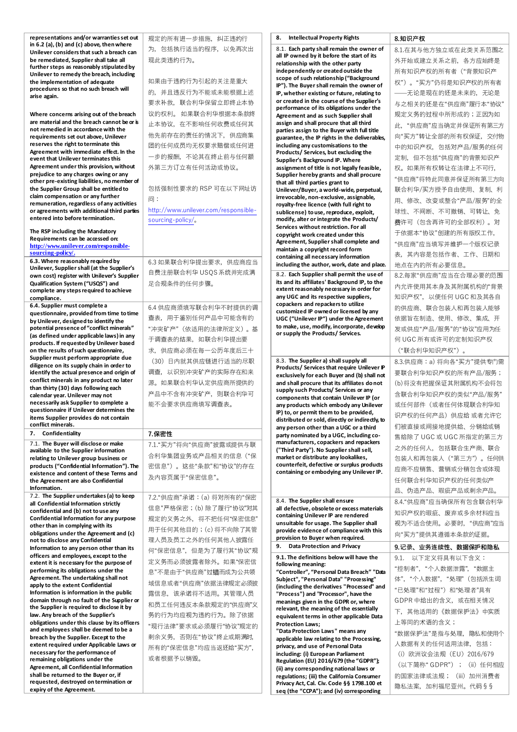| | |
|---|---|
| representations and/or warranties set out in 6.2 (a), (b) and (c) above, then where Unilever considers that such a breach can be remedied, Supplier shall take all further steps as reasonably stipulated by Unilever to remedy the breach, including the implementation of adequate procedures so that no such breach will arise again. | 规定的所有进一步措施，纠正违约行为，包括执行适当的程序，以免再次出现此类违约行为。 |
| Where concerns arising out of the breach are material and the breach cannot be or is not remedied in accordance with the requirements set out above, Unilever reserves the right to terminate this Agreement with immediate effect. In the event that Unilever terminates this Agreement under this provision, without prejudice to any charges owing or any other pre-existing liabilities, no member of the Supplier Group shall be entitled to claim compensation or any further remuneration, regardless of any activities or agreements with additional third parties entered into before termination. | 如果由于违约行为引起的关注是重大的，并且违反行为不能或未能根据上述要求补救，联合利华保留立即终止本协议的权利。如果联合利华根据本条款终止本协议，在不影响任何收费或任何其他先前存在的责任的情况下，供应商集团的任何成员均无权要求赔偿或任何进一步的报酬，不论其在终止前与任何额外第三方订立有任何活动或协议。 |
| The RSP including the Mandatory Requirements can be accessed on: [http://www.unilever.com/responsible-sourcing-policy/](http://www.unilever.com/responsible-sourcing-policy/). | 包括强制性要求的 RSP 可在以下网址访问：[http://www.unilever.com/responsible-sourcing-policy/](http://www.unilever.com/responsible-sourcing-policy/)。 |
| **6.3. Where reasonably required by Unilever, Supplier shall (at the Supplier's own cost) register with Unilever's Supplier Qualification System ("USQS") and complete any steps required to achieve compliance.** | 6.3 如果联合利华提出要求，供应商应当自费注册联合利华 USQS 系统并完成满足合规条件的任何步骤。 |
| **6.4. Supplier must complete a questionnaire, provided from time to time by Unilever, designed to identify the potential presence of "conflict minerals" (as defined under applicable laws) in any products. If requested by Unilever based on the results of such questionnaire, Supplier must perform appropriate due diligence on its supply chain in order to identify the actual presence and origin of conflict minerals in any product no later than thirty (30) days following each calendar year. Unilever may not necessarily ask Supplier to complete a questionnaire if Unilever determines the items Supplier provides do not contain conflict minerals.** | 6.4 供应商须填写联合利华不时提供的调查表，用于鉴别任何产品中可能含有的"冲突矿产"（依适用的法律所定义）。基于调查表的结果，如联合利华提出要求，供应商必须在每一公历年度后三十（30）日内就其供应链进行适当的尽职调查，以识别冲突矿产的实际存在和来源。如果联合利华认定供应商所提供的产品中不含有冲突矿产，则联合利华可能不会要求供应商填写调查表。 |
| **7. Confidentiality** | **7.保密性** |
| **7.1. The Buyer will disclose or make available to the Supplier information relating to Unilever group business or products ("Confidential Information"). The existence and content of these Terms and the Agreement are also Confidential Information.** | 7.1."买方"将向"供应商"披露或提供与联合利华集团业务或产品相关的信息（"保密信息"）。这些"条款"和"协议"的存在及内容页属于"保密信息"。 |
| **7.2. The Supplier undertakes (a) to keep all Confidential Information strictly confidential and (b) not to use any Confidential Information for any purpose other than in complying with its obligations under the Agreement and (c) not to disclose any Confidential Information to any person other than its officers and employees, except to the extent it is necessary for the purpose of performing its obligations under the Agreement. The undertaking shall not apply to the extent Confidential Information is information in the public domain through no fault of the Supplier or the Supplier is required to disclose it by law. Any breach of the Supplier's obligations under this clause by its officers and employees shall be deemed to be a breach by the Supplier. Except to the extent required under Applicable Laws or necessary for the performance of remaining obligations under the Agreement, all Confidential Information shall be returned to the Buyer or, if requested, destroyed on termination or expiry of the Agreement.** | 7.2."供应商"承诺：(a) 将对所有的"保密信息"严格保密；(b) 除了履行"协议"对其规定的义务之外，将不把任何"保密信息"用于任何其他目的；(c) 将不向除了其管理人员及员工之外的任何其他人披露任何"保密信息"，但是为了履行其"协议"规定义务而必须披露者除外。如果"保密信息"不是由于"供应商"过错而成为公共领域信息或者"供应商"依据法律规定必须披露信息，该承诺将不适用。其管理人员和员工任何违反本条款规定的"供应商"义务的行为均应视为违约行为。除了依据"现行法律"要求或必须履行"协议"规定的剩余义务，否则在"协议"终止或期满时，所有的"保密信息"均应当返还给"买方"，或者根据予以销毁。 |

| | |
|---|---|
| **8. Intellectual Property Rights** | **8.知识产权** |
| **8.1. Each party shall remain the owner of all IP owned by it before the start of its relationship with the other party independently or created outside the scope of such relationship ("Background IP"). The Buyer shall remain the owner of IP, whether existing or future, relating to or created in the course of the Supplier's performance of its obligations under the Agreement and as such Supplier shall assign and shall procure that all third parties assign to the Buyer with full title guarantee, the IP rights in the deliverables, including any customisations to the Products/ Services, but excluding the Supplier's Background IP. Where assignment of title is not legally feasible, Supplier hereby grants and shall procure that all third parties grant to Unilever/Buyer, a world-wide, perpetual, irrevocable, non-exclusive, assignable, royalty-free licence (with full right to sublicense) to use, reproduce, exploit, modify, alter or integrate the Products/ Services without restriction. For all copyright work created under this Agreement, Supplier shall complete and maintain a copyright record form containing all necessary information including the author, work, date and place.** | 8.1.在其与他方独立或在此类关系范围之外开始建立关系之前，各方应始终是所有知识产权的所有者（"背景知识产权"）。"买方"仍将是知识产权的所有者——无论是现在的还是未来的，无论是与之相关的还是在"供应商"履行本"协议"规定义务的过程中所形成的；正因为如此，"供应商"应当确定并保证所有第三方向"买方"转让全部的所有权保证，交付物中的知识产权，包括对产品/服务的任何定制，但不包括"供应商"的背景知识产权。如果所有权转让在法律上不可行，"供应商"将特此同意并保证所有第三方向联合利华/买方授予自由使用、复制、利用、修改、改变或整合"产品/服务"的全球性、不间断、不可撤销、可转让、免费许可（包含再许可的全部权利）。对于依据本"协议"创建的所有版权工作，"供应商"应当填写并维护一个版权记录表，其内容是包括作者、工作、日期和地点在内的所有必要信息。 |
| **8.2. Each Supplier shall permit the use of its and its affiliates' Background IP, to the extent reasonably necessary in order for any UGC and its respective suppliers, copackers and repackers to utilize customized IP owned or licensed by any UGC ("Unilever IP") under the Agreement to make, use, modify, incorporate, develop or supply the Products/ Services.** | 8.2.每家"供应商"应当在合理必要的范围内允许使用其本身及其附属机构的"背景知识产权"，以便任何 UGC 和其各自的供应商、联合包装人和再包装人能够依据旨在制造、使用、修改、集成、开发或供应"产品/服务"的"协议"应用为任何 UGC 所有或许可的定制知识产权（"联合利华知识产权"）。 |
| **8.3. The Supplier a) shall supply all Products/ Services that require Unilever IP exclusively for each Buyer and (b) shall not and shall procure that its affiliates do not supply such Products/ Services or any components that contain Unilever IP (or any products which embody any Unilever IP) to, or permit them to be provided, distributed or sold, directly or indirectly, to any person other than a UGC or a third party nominated by a UGC, including co-manufacturers, copackers and repackers ("Third Party"). No Supplier shall sell, market or distribute any lookalikes, counterfeit, defective or surplus products containing or embodying any Unilever IP.** | 8.3.供应商：a) 将向各"买方"提供专门需要联合利华知识产权的所有产品/服务；(b)将没有把握保证其附属机构不会将包含联合利华知识产权的类似"产品/服务"或任何部件（或者任何体现联合利华知识产权的任何产品）供应给 或者允许他们被直接或间接地提供、分销给或销售给除了 UGC 或 UGC 所指定的第三方之外的任何人，包括联合生产商、联合包装人和再包装人（"第三方"）。任何供应商不应销售、营销或分销包含或体现任何联合利华知识产权的任何类似产品、伪造产品、瑕疵产品或剩余产品。 |
| **8.4. The Supplier shall ensure all defective, obsolete or excess materials containing Unilever IP are rendered unsuitable for usage. The Supplier shall provide evidence of compliance with this provision to Buyer when required.** | 8.4."供应商"应当确保所有包含联合利华知识产权的瑕疵、废弃或多余材料应当视为不适合使用。必要时，"供应商"应当向"买方"提供其遵循本条款的证据。 |
| **9. Data Protection and Privacy** | **9.记录、业务连续性、数据保护和隐私** |
| **9.1. The definitions below will have the following meaning:** "Controller", "Personal Data Breach" "Data Subject", "Personal Data" "Processing" (including the derivatives "Processed" and "Process") and "Processor", have the meanings given in the GDPR or, where relevant, the meaning of the essentially equivalent terms in other applicable Data Protection Laws; "Data Protection Laws" means any applicable law relating to the Processing, privacy, and use of Personal Data including: (i) European Parliament Regulation (EU) 2016/679 (the "GDPR"); (ii) any corresponding national laws or regulations; (iii) the California Consumer Privacy Act, Cal. Civ. Code §§ 1798.100 et seq (the "CCPA"); and (iv) corresponding | 9.1. 以下定义将具有以下含义："控制者"，"个人数据泄露"，"数据主体"，"个人数据"，"处理"（包括派生词"已处理"和"过程"）和"处理者"具有 GDPR 中给出的含义，或在相关情况下，其他适用的《数据保护法》中实质上等同的术语的含义；"数据保护法"是指与处理，隐私和使用个人数据有关的任何适用法律，包括：（i）欧洲议会法规（EU）2016/679（以下简称"GDPR"）；（ii）任何相应的国家法律或法规；（iii）加州消费者隐私法案，加利福尼亚州。代码§§ |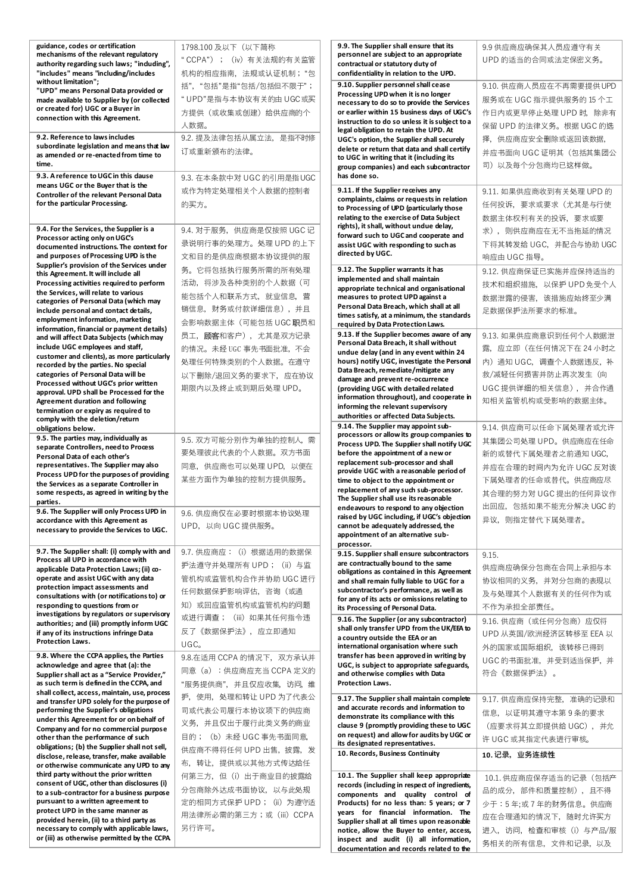| | |
|---|---|
| guidance, codes or certification mechanisms of the relevant regulatory authority regarding such laws; "including", "includes" means "including/includes without limitation";<br>"UPD" means Personal Data provided or made available to Supplier by (or collected or created for) UGC or a Buyer in connection with this Agreement. | 1798.100 及以下（以下简称 "CCPA"）；（iv）有关法规的有关监管机构的相应指南，法规或认证机制；"包括"，"包括"是指"包括/包括但不限于"；"UPD"是指与本协议有关的由 UGC或买方提供（或收集或创建）给供应商的个人数据。 |
| **9.2. Reference to laws includes subordinate legislation and means that law as amended or re-enacted from time to time.** | 9.2. 提及法律包括从属立法，是指不时修订或重新颁布的法律。 |
| **9.3. A reference to UGC in this clause means UGC or the Buyer that is the Controller of the relevant Personal Data for the particular Processing.** | 9.3. 在本条款中对 UGC 的引用是指UGC 或作为特定处理相关个人数据的控制者的买方。 |
| **9.4. For the Services, the Supplier is a Processor acting only on UGC's documented instructions. The context for and purposes of Processing UPD is the Supplier's provision of the Services under this Agreement. It will include all Processing activities required to perform the Services, will relate to various categories of Personal Data (which may include personal and contact details, employment information, marketing information, financial or payment details) and will affect Data Subjects (which may include UGC employees and staff, customer and clients), as more particularly recorded by the parties. No special categories of Personal Data will be Processed without UGC's prior written approval. UPD shall be Processed for the Agreement duration and following termination or expiry as required to comply with the deletion/return obligations below.** | 9.4. 对于服务，供应商是仅按照 UGC 记录说明行事的处理方。处理 UPD 的上下文和目的是供应商根据本协议提供的服务。它将包括执行服务所需的所有处理活动，将涉及各种类别的个人数据（可能包括个人和联系方式，就业信息，营销信息，财务或付款详细信息），并且会影响数据主体（可能包括 UGC职员和员工，顾客和客户），尤其是双方记录的情况。未经 UGC 事先书面批准，不会处理任何特殊类别的个人数据。在遵守以下删除/退回义务的要求下，应在协议期限内以及终止或到期后处理 UPD。 |
| **9.5. The parties may, individually as separate Controllers, need to Process Personal Data of each other's representatives. The Supplier may also Process UPD for the purposes of providing the Services as a separate Controller in some respects, as agreed in writing by the parties.** | 9.5. 双方可能分别作为单独的控制人，需要处理彼此代表的个人数据。双方书面同意，供应商也可以处理 UPD，以便在某些方面作为单独的控制方提供服务。 |
| **9.6. The Supplier will only Process UPD in accordance with this Agreement as necessary to provide the Services to UGC.** | 9.6. 供应商仅在必要时根据本协议处理 UPD，以向 UGC 提供服务。 |
| **9.7. The Supplier shall: (i) comply with and Process all UPD in accordance with applicable Data Protection Laws; (ii) co-operate and assist UGC with any data protection impact assessments and consultations with (or notifications to) or responding to questions from or investigations by regulators or supervisory authorities; and (iii) promptly inform UGC if any of its instructions infringe Data Protection Laws.** | 9.7. 供应商应：（i）根据适用的数据保护法遵守并处理所有 UPD；（ii）与监管机构或监管机构合作并协助 UGC 进行任何数据保护影响评估，咨询（或通知）或回应监管机构或监管机构的问题或进行调查；（iii）如果其任何指令违反了《数据保护法》，应立即通知 UGC。 |
| **9.8. Where the CCPA applies, the Parties acknowledge and agree that (a): the Supplier shall act as a "Service Provider," as such term is defined in the CCPA, and shall collect, access, maintain, use, process and transfer UPD solely for the purpose of performing the Supplier's obligations under this Agreement for or on behalf of Company and for no commercial purpose other than the performance of such obligations; (b) the Supplier shall not sell, disclose, release, transfer, make available or otherwise communicate any UPD to any third party without the prior written consent of UGC, other than disclosures (i) to a sub-contractor for a business purpose pursuant to a written agreement to protect UPD in the same manner as provided herein, (ii) to a third party as necessary to comply with applicable laws, or (iii) as otherwise permitted by the CCPA.** | 9.8.在适用 CCPA 的情况下，双方承认并同意（a）：供应商应充当 CCPA 定义的"服务提供商"，并且仅应收集，访问，维护，使用，处理和转让 UPD 为了代表公司或代表公司履行本协议项下的供应商义务，并且仅出于履行此类义务的商业目的；（b）未经 UGC 事先书面同意，供应商不得将任何 UPD 出售，披露，发布，转让，提供或以其他方式传达给任何第三方，但（i）出于商业目的披露给分包商除外达成书面协议，以与此处规定的相同方式保护 UPD；（ii）为遵守适用法律所必需的第三方；或（iii）CCPA另行许可。 |
| **9.9. The Supplier shall ensure that its personnel are subject to an appropriate contractual or statutory duty of confidentiality in relation to the UPD.** | 9.9 供应商应确保其人员应遵守有关 UPD 的适当的合同或法定保密义务。 |
| **9.10. Supplier personnel shall cease Processing UPD when it is no longer necessary to do so to provide the Services or earlier within 15 business days of UGC's instruction to do so unless it is subject to a legal obligation to retain the UPD. At UGC's option, the Supplier shall securely delete or return that data and shall certify to UGC in writing that it (including its group companies) and each subcontractor has done so.** | 9.10. 供应商人员应在不再需要提供UPD 服务或在 UGC 指示提供服务的 15 个工作日内或更早停止处理 UPD 时，除非有保留 UPD 的法律义务。根据 UGC 的选择，供应商应安全删除或返回该数据，并应书面向 UGC 证明其（包括其集团公司）以及每个分包商均已这样做。 |
| **9.11. If the Supplier receives any complaints, claims or requests in relation to Processing of UPD (particularly those relating to the exercise of Data Subject rights), it shall, without undue delay, forward such to UGC and cooperate and assist UGC with responding to such as directed by UGC.** | 9.11. 如果供应商收到有关处理 UPD 的任何投诉，要求或要求（尤其是与行使数据主体权利有关的投诉，要求或要求），则供应商应在无不当拖延的情况下将其转发给 UGC，并配合与协助 UGC 响应由 UGC 指导。 |
| **9.12. The Supplier warrants it has implemented and shall maintain appropriate technical and organisational measures to protect UPD against a Personal Data Breach, which shall at all times satisfy, at a minimum, the standards required by Data Protection Laws.** | 9.12. 供应商保证已实施并应保持适当的技术和组织措施，以保护 UPD免受个人数据泄露的侵害，该措施应始终至少满足数据保护法所要求的标准。 |
| **9.13. If the Supplier becomes aware of any Personal Data Breach, it shall without undue delay (and in any event within 24 hours) notify UGC, investigate the Personal Data Breach, remediate/mitigate any damage and prevent re-occurrence (providing UGC with detailed related information throughout), and cooperate in informing the relevant supervisory authorities or affected Data Subjects.** | 9.13. 如果供应商意识到任何个人数据泄露，应立即（在任何情况下在 24 小时之内）通知 UGC，调查个人数据违反，补救/减轻任何损害并防止再次发生（向 UGC 提供详细的相关信息），并合作通知相关监管机构或受影响的数据主体。 |
| **9.14. The Supplier may appoint sub-processors or allow its group companies to Process UPD. The Supplier shall notify UGC before the appointment of a new or replacement sub-processor and shall provide UGC with a reasonable period of time to object to the appointment or replacement of any such sub-processor. The Supplier shall use its reasonable endeavours to respond to any objection raised by UGC including, if UGC's objection cannot be adequately addressed, the appointment of an alternative sub-processor.** | 9.14. 供应商可以任命下属处理者或允许其集团公司处理 UPD。供应商应在任命新的或替代下属处理者之前通知 UGC，并应在合理的时间内为允许 UGC 反对该下属处理者的任命或替代。供应商应尽其合理的努力对 UGC 提出的任何异议作出回应，包括如果不能充分解决 UGC 的异议，则指定替代下属处理者。 |
| **9.15. Supplier shall ensure subcontractors are contractually bound to the same obligations as contained in this Agreement and shall remain fully liable to UGC for a subcontractor's performance, as well as for any of its acts or omissions relating to its Processing of Personal Data.** | 9.15.<br>供应商应确保分包商在合同上承担与本协议相同的义务，并对分包商的表现以及与处理其个人数据有关的任何作为或不作为承担全部责任。 |
| **9.16. The Supplier (or any subcontractor) shall only transfer UPD from the UK/EEA to a country outside the EEA or an international organisation where such transfer has been approved in writing by UGC, is subject to appropriate safeguards, and otherwise complies with Data Protection Laws.** | 9.16. 供应商（或任何分包商）应仅将 UPD 从英国/欧洲经济区转移至 EEA 以外的国家或国际组织，该转移已得到 UGC 的书面批准，并受到适当保护，并符合《数据保护法》。 |
| **9.17. The Supplier shall maintain complete and accurate records and information to demonstrate its compliance with this clause 9 (promptly providing these to UGC on request) and allow for audits by UGC or its designated representatives.** | 9.17. 供应商应保持完整，准确的记录和信息，以证明其遵守本第 9 条的要求（应要求将其立即提供给 UGC），并允许 UGC 或其指定代表进行审核。 |
| **10. Records, Business Continuity** | **10. 记录，业务连续性** |
| **10.1. The Supplier shall keep appropriate records (including in respect of ingredients, components and quality control of Products) for no less than: 5 years; or 7 years for financial information. The Supplier shall at all times upon reasonable notice, allow the Buyer to enter, access, inspect and audit (i) all information, documentation and records related to the** | 10.1. 供应商应保存适当的记录（包括产品的成分，部件和质量控制），且不得少于：5 年；或 7 年的财务信息。供应商应在合理通知的情况下，随时允许买方进入，访问，检查和审核（i）与产品/服务相关的所有信息，文件和记录，以及 |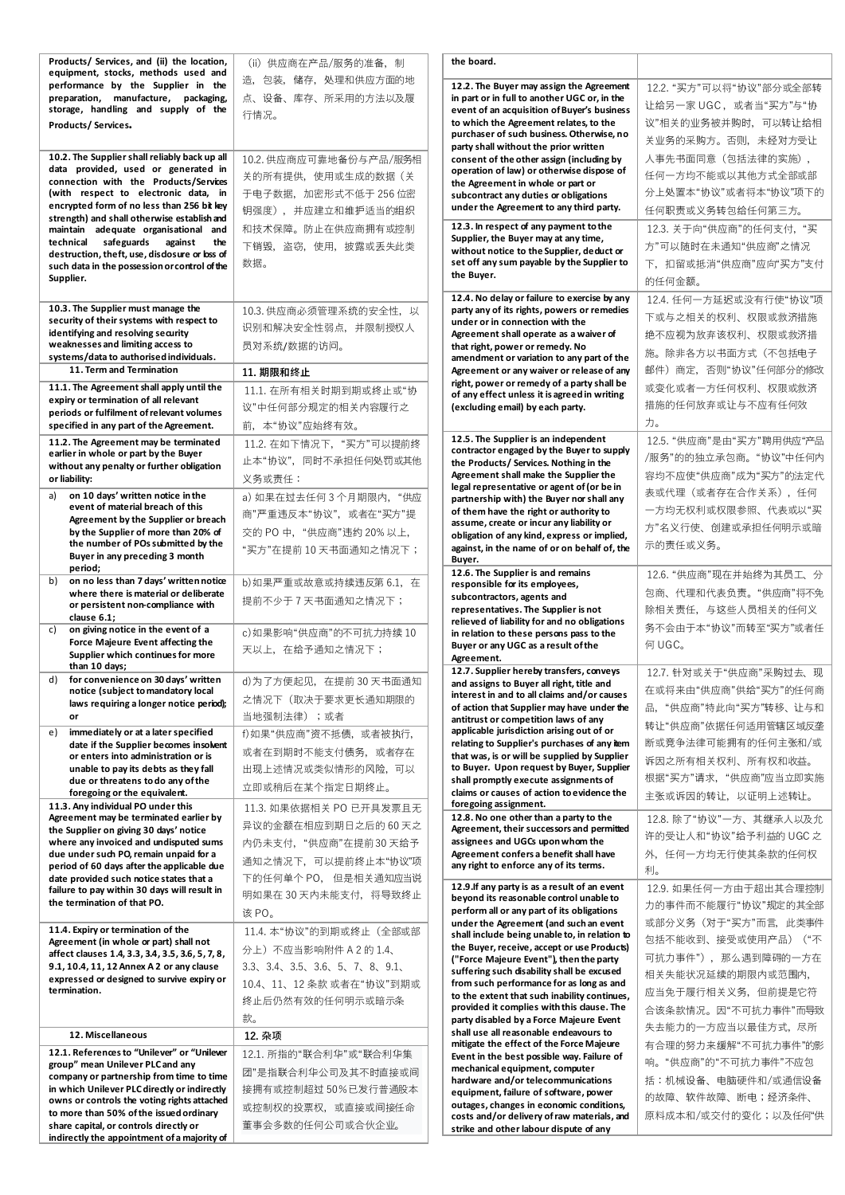| | |
|---|---|
| **Products/ Services, and (ii) the location, equipment, stocks, methods used and performance by the Supplier in the preparation, manufacture, packaging, storage, handling and supply of the Products/ Services.** | （ii）供应商在产品/服务的准备，制造，包装，储存，处理和供应方面的地点、设备、库存、所采用的方法以及履行情况。 |
| **10.2. The Supplier shall reliably back up all data provided, used or generated in connection with the Products/Services (with respect to electronic data, in encrypted form of no less than 256 bit key strength) and shall otherwise establish and maintain adequate organisational and technical safeguards against the destruction, theft, use, disclosure or loss of such data in the possession or control of the Supplier.** | 10.2. 供应商应可靠地备份与产品/服务相关的所有提供，使用或生成的数据（关于电子数据，加密形式不低于 256 位密钥强度），并应建立和维护适当的组织和技术保障。防止在供应商拥有或控制下销毁，盗窃，使用，披露或丢失此类数据。 |
| **10.3. The Supplier must manage the security of their systems with respect to identifying and resolving security weaknesses and limiting access to systems/data to authorised individuals.** | 10.3. 供应商必须管理系统的安全性，以识别和解决安全性弱点，并限制授权人员对系统/数据的访问。 |
| **11. Term and Termination** | **11. 期限和终止** |
| **11.1. The Agreement shall apply until the expiry or termination of all relevant periods or fulfilment of relevant volumes specified in any part of the Agreement.** | 11.1. 在所有相关时期到期或终止或"协议"中任何部分规定的相关内容履行之前，本"协议"应始终有效。 |
| **11.2. The Agreement may be terminated earlier in whole or part by the Buyer without any penalty or further obligation or liability:** | 11.2. 在如下情况下，"买方"可以提前终止本"协议"，同时不承担任何处罚或其他义务或责任： |
| **a) on 10 days' written notice in the event of material breach of this Agreement by the Supplier or breach by the Supplier of more than 20% of the number of POs submitted by the Buyer in any preceding 3 month period;** | a) 如果在过去任何 3 个月期限内，"供应商"严重违反本"协议"，或者在"买方"提交的 PO 中，"供应商"违约 20% 以上，"买方"在提前 10 天书面通知之情况下； |
| **b) on no less than 7 days' written notice where there is material or deliberate or persistent non-compliance with clause 6.1;** | b) 如果严重或故意或持续违反第 6.1，在提前不少于 7 天书面通知之情况下； |
| **c) on giving notice in the event of a Force Majeure Event affecting the Supplier which continues for more than 10 days;** | c) 如果影响"供应商"的不可抗力持续 10 天以上，在给予通知之情况下； |
| **d) for convenience on 30 days' written notice (subject to mandatory local laws requiring a longer notice period); or** | d) 为了方便起见，在提前 30 天书面通知之情况下（取决于要求更长通知期限的当地强制法律）；或者 |
| **e) immediately or at a later specified date if the Supplier becomes insolvent or enters into administration or is unable to pay its debts as they fall due or threatens to do any of the foregoing or the equivalent.** | f) 如果"供应商"资不抵债，或者被执行，或者在到期时不能支付债务，或者存在出现上述情况或类似情形的风险，可以立即或稍后在某个指定日期终止。 |
| **11.3. Any individual PO under this Agreement may be terminated earlier by the Supplier on giving 30 days' notice where any invoiced and undisputed sums due under such PO, remain unpaid for a period of 60 days after the applicable due date provided such notice states that a failure to pay within 30 days will result in the termination of that PO.** | 11.3. 如果依据相关 PO 已开具发票且无异议的金额在相应到期日之后的 60 天之内仍未支付，"供应商"在提前 30 天给予通知之情况下，可以提前终止本"协议"项下的任何单个 PO，但是相关通知应当说明如果在 30 天内未支付，将导致终止该 PO。 |
| **11.4. Expiry or termination of the Agreement (in whole or part) shall not affect clauses 1.4, 3.3, 3.4, 3.5, 3.6, 5, 7, 8, 9.1, 10.4, 11, 12 Annex A 2 or any clause expressed or designed to survive expiry or termination.** | 11.4. 本"协议"的到期或终止（全部或部分上）不应当影响附件 A 2 的 1.4、3.3、3.4、3.5、3.6、5、7、8、9.1、10.4、11、12 条款 或者在"协议"到期或终止后仍然有效的任何明示或暗示条款。 |
| **12. Miscellaneous** | **12. 杂项** |
| **12.1. References to "Unilever" or "Unilever group" mean Unilever PLC and any company or partnership from time to time in which Unilever PLC directly or indirectly owns or controls the voting rights attached to more than 50% of the issued ordinary share capital, or controls directly or indirectly the appointment of a majority of the board.** | 12.1. 所指的"联合利华"或"联合利华集团"是指联合利华公司及其不时直接或间接拥有或控制超过 50%已发行普通股本或控制权的投票权，或直接或间接任命董事会多数的任何公司或合伙企业。 |
| **12.2. The Buyer may assign the Agreement in part or in full to another UGC or, in the event of an acquisition of Buyer's business to which the Agreement relates, to the purchaser of such business. Otherwise, no party shall without the prior written consent of the other assign (including by operation of law) or otherwise dispose of the Agreement in whole or part or subcontract any duties or obligations under the Agreement to any third party.** | 12.2. "买方"可以将"协议"部分或全部转让给另一家 UGC，或者当"买方"与"协议"相关的业务被并购时，可以转让给相关业务的采购方。否则，未经对方受让人事先书面同意（包括法律的实施），任何一方均不能以其他方式全部或部分上处置本"协议"或者将本"协议"项下的任何职责或义务转包给任何第三方。 |
| **12.3. In respect of any payment to the Supplier, the Buyer may at any time, without notice to the Supplier, deduct or set off any sum payable by the Supplier to the Buyer.** | 12.3. 关于向"供应商"的任何支付，"买方"可以随时在未通知"供应商"之情况下，扣留或抵消"供应商"应向"买方"支付的任何金额。 |
| **12.4. No delay or failure to exercise by any party of any of its rights, powers or remedies under or in connection with the Agreement shall operate as a waiver of that right, power or remedy. No amendment or variation to any part of the Agreement or any waiver or release of any right, power or remedy of a party shall be of any effect unless it is agreed in writing (excluding email) by each party.** | 12.4. 任何一方延迟或没有行使"协议"项下或与之相关的任何权利、权限或救济措施绝不应视为放弃该权利、权限或救济措施。除非各方以书面方式（不包括电子邮件）商定，否则"协议"任何部分的修改或变化或者一方任何权利、权限或救济措施的任何放弃或让与不应有任何效力。 |
| **12.5. The Supplier is an independent contractor engaged by the Buyer to supply the Products/ Services. Nothing in the Agreement shall make the Supplier the legal representative or agent of (or be in partnership with) the Buyer nor shall any of them have the right or authority to assume, create or incur any liability or obligation of any kind, express or implied, against, in the name of or on behalf of, the Buyer.** | 12.5. "供应商"是由"买方"聘用供应"产品/服务"的的独立承包商。"协议"中任何内容均不应使"供应商"成为"买方"的法定代表或代理（或者存在合作关系），任何一方均无权利或权限参照、代表或以"买方"名义行使、创建或承担任何明示或暗示的责任或义务。 |
| **12.6. The Supplier is and remains responsible for its employees, subcontractors, agents and representatives. The Supplier is not relieved of liability for and no obligations in relation to these persons pass to the Buyer or any UGC as a result of the Agreement.** | 12.6. "供应商"现在并始终为其员工、分包商、代理和代表负责。"供应商"将不免除相关责任，与这些人员相关的任何义务不会由于本"协议"而转至"买方"或者任何 UGC。 |
| **12.7. Supplier hereby transfers, conveys and assigns to Buyer all right, title and interest in and to all claims and/or causes of action that Supplier may have under the antitrust or competition laws of any applicable jurisdiction arising out of or relating to Supplier's purchases of any item that was, is or will be supplied by Supplier to Buyer. Upon request by Buyer, Supplier shall promptly execute assignments of claims or causes of action to evidence the foregoing assignment.** | 12.7. 针对或关于"供应商"采购过去、现在或将来由"供应商"供给"买方"的任何商品，"供应商"特此向"买方"转移、让与和转让"供应商"依据任何适用管辖区域反垄断或竞争法律可能拥有的任何主张和/或诉因之所有相关权利、所有权和收益。根据"买方"请求，"供应商"应当立即实施主张或诉因的转让，以证明上述转让。 |
| **12.8. No one other than a party to the Agreement, their successors and permitted assignees and UGCs upon whom the Agreement confers a benefit shall have any right to enforce any of its terms.** | 12.8. 除了"协议"一方、其继承人以及允许的受让人和"协议"给予利益的 UGC 之外，任何一方均无行使其条款的任何权利。 |
| **12.9.If any party is as a result of an event beyond its reasonable control unable to perform all or any part of its obligations under the Agreement (and such an event shall include being unable to, in relation to the Buyer, receive, accept or use Products) ("Force Majeure Event"), then the party suffering such disability shall be excused from such performance for as long as and to the extent that such inability continues, provided it complies with this clause. The party disabled by a Force Majeure Event shall use all reasonable endeavours to mitigate the effect of the Force Majeure Event in the best possible way. Failure of mechanical equipment, computer hardware and/or telecommunications equipment, failure of software, power outages, changes in economic conditions, costs and/or delivery of raw materials, and strike and other labour dispute of any** | 12.9. 如果任何一方由于超出其合理控制力的事件而不能履行"协议"规定的其全部或部分义务（对于"买方"而言，此类事件包括不能收到、接受或使用产品）（"不可抗力事件"），那么遇到障碍的一方在相关失能状况延续的期限内或范围内，应当免于履行相关义务，但前提是它符合该条款情况。因"不可抗力事件"而导致失去能力的一方应当以最佳方式，尽所有合理的努力来缓解"不可抗力事件"的影响。"供应商"的"不可抗力事件"不应包括：机械设备、电脑硬件和/或通信设备的故障、软件故障、断电；经济条件、原料成本和/或交付的变化；以及任何"供 |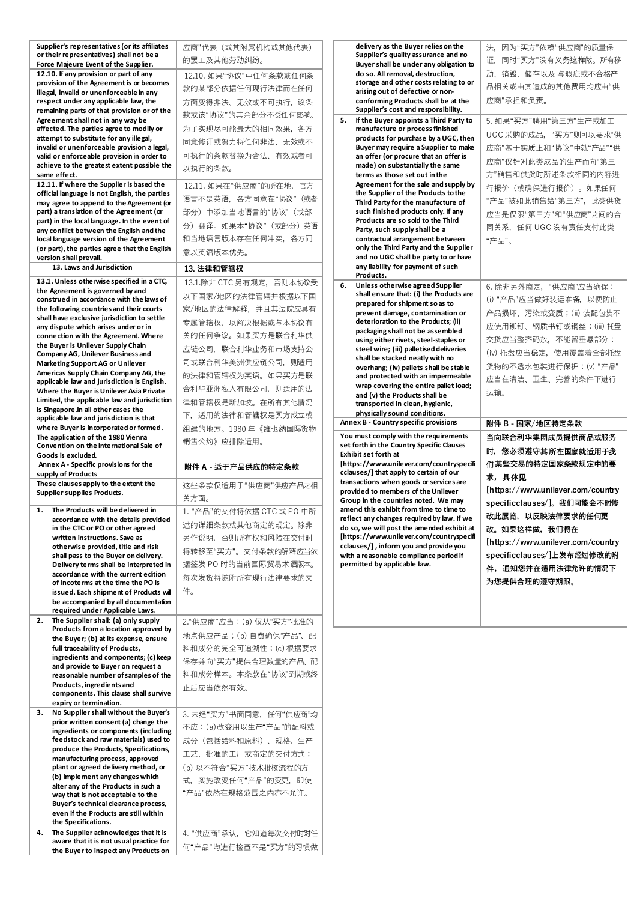| | |
|---|---|
| Supplier's representatives (or its affiliates or their representatives) shall not be a Force Majeure Event of the Supplier. | 应商"代表（或其附属机构或其他代表）的罢工及其他劳动纠纷。 |
| **12.10.** If any provision or part of any provision of the Agreement is or becomes illegal, invalid or unenforceable in any respect under any applicable law, the remaining parts of that provision or of the Agreement shall not in any way be affected. The parties agree to modify or attempt to substitute for any illegal, invalid or unenforceable provision a legal, valid or enforceable provision in order to achieve to the greatest extent possible the same effect. | 12.10. 如果"协议"中任何条款或任何条款的某部分依据任何现行法律而在任何方面变得非法、无效或不可执行，该条款或该"协议"的其余部分不受任何影响。为了实现尽可能最大的相同效果，各方同意修订或努力将任何非法、无效或不可执行的条款替换为合法、有效或者可以执行的条款。 |
| **12.11.** If where the Supplier is based the official language is not English, the parties may agree to append to the Agreement (or part) a translation of the Agreement (or part) in the local language. In the event of any conflict between the English and the local language version of the Agreement (or part), the parties agree that the English version shall prevail. | 12.11. 如果在"供应商"的所在地，官方语言不是英语，各方同意在"协议"（或者部分）中添加当地语言的"协议"（或部分）翻译。如果本"协议"（或部分）英语和当地语言版本存在任何冲突，各方同意以英语版本优先。 |
| **13. Laws and Jurisdiction** | **13. 法律和管辖权** |
| **13.1.** Unless otherwise specified in a CTC, the Agreement is governed by and construed in accordance with the laws of the following countries and their courts shall have exclusive jurisdiction to settle any dispute which arises under or in connection with the Agreement. Where the Buyer is Unilever Supply Chain Company AG, Unilever Business and Marketing Support AG or Unilever Americas Supply Chain Company AG, the applicable law and jurisdiction is English. Where the Buyer is Unilever Asia Private Limited, the applicable law and jurisdiction is Singapore. In all other cases the applicable law and jurisdiction is that where Buyer is incorporated or formed. The application of the 1980 Vienna Convention on the International Sale of Goods is excluded. | 13.1.除非 CTC 另有规定，否则本协议受以下国家/地区的法律管辖并根据以下国家/地区的法律解释，并且其法院应具有专属管辖权，以解决根据或与本协议有关的任何争议。如果买方是联合利华供应链公司，联合利华业务和市场支持公司或联合利华美洲供应链公司，则适用的法律和管辖权为英语。如果买方是联合利华亚洲私人有限公司，则适用的法律和管辖权是新加坡。在所有其他情况下，适用的法律和管辖权是买方成立或组建的地方。1980 年《维也纳国际货物销售公约》应排除适用。 |
| **Annex A - Specific provisions for the supply of Products** | **附件 A - 适于产品供应的特定条款** |
| These clauses apply to the extent the Supplier supplies Products. | 这些条款仅适用于"供应商"供应产品之相关方面。 |
| **1.** The Products will be delivered in accordance with the details provided in the CTC or PO or other agreed written instructions. Save as otherwise provided, title and risk shall pass to the Buyer on delivery. Delivery terms shall be interpreted in accordance with the current edition of Incoterms at the time the PO is issued. Each shipment of Products will be accompanied by all documentation required under Applicable Laws. | 1. "产品"的交付将依据 CTC 或 PO 中所述的详细条款或其他商定的规定。除非另作说明，否则所有权和风险在交付时将转移至"买方"。交付条款的解释应当依据签发 PO 时的当前国际贸易术语版本。每次发货将随附所有现行法律要求的文件。 |
| **2.** The Supplier shall: (a) only supply Products from a location approved by the Buyer; (b) at its expense, ensure full traceability of Products, ingredients and components; (c) keep and provide to Buyer on request a reasonable number of samples of the Products, ingredients and components. This clause shall survive expiry or termination. | 2."供应商"应当：(a) 仅从"买方"批准的地点供应产品；(b) 自费确保"产品"、配料和成分的完全可追溯性；(c) 根据要求保存并向"买方"提供合理数量的产品、配料和成分样本。本条款在"协议"到期或终止后应当依然有效。 |
| **3.** No Supplier shall without the Buyer's prior written consent (a) change the ingredients or components (including feedstock and raw materials) used to produce the Products, Specifications, manufacturing process, approved plant or agreed delivery method, or (b) implement any changes which alter any of the Products in such a way that is not acceptable to the Buyer's technical clearance process, even if the Products are still within the Specifications. | 3. 未经"买方"书面同意，任何"供应商"均不应：(a)改变用以生产"产品"的配料或成分（包括给料和原料）、规格、生产工艺、批准的工厂或商定的交付方式；(b) 以不符合"买方"技术批核流程的方式，实施改变任何"产品"的变更，即使"产品"依然在规格范围之内亦不允许。 |
| **4.** The Supplier acknowledges that it is aware that it is not usual practice for the Buyer to inspect any Products on delivery as the Buyer relies on the Supplier's quality assurance and no Buyer shall be under any obligation to do so. All removal, destruction, storage and other costs relating to or arising out of defective or non-conforming Products shall be at the Supplier's cost and responsibility. | 4. "供应商"承认，它知道每次交付时对任何"产品"均进行检查不是"买方"的习惯做法，因为"买方"依赖"供应商"的质量保证，同时"买方"没有义务这样做。所有移动、销毁、储存以及与瑕疵或不合格产品相关或由其造成的其他费用均应由"供应商"承担和负责。 |
| **5.** If the Buyer appoints a Third Party to manufacture or process finished products for purchase by a UGC, then Buyer may require a Supplier to make an offer (or procure that an offer is made) on substantially the same terms as those set out in the Agreement for the sale and supply by the Supplier of the Products to the Third Party for the manufacture of such finished products only. If any Products are so sold to the Third Party, such supply shall be a contractual arrangement between only the Third Party and the Supplier and no UGC shall be party to or have any liability for payment of such Products. | 5. 如果"买方"聘用"第三方"生产或加工 UGC 采购的成品，"买方"则可以要求"供应商"基于实质上和"协议"中就"产品""供应商"仅针对此类成品的生产而向"第三方"销售和供货时所述条款相同的内容进行报价（或确保进行报价）。如果任何"产品"被如此销售给"第三方"，此类供货应当是仅限"第三方"和"供应商"之间的合同关系，任何 UGC 没有责任支付此类"产品"。 |
| **6.** Unless otherwise agreed Supplier shall ensure that: (i) the Products are prepared for shipment so as to prevent damage, contamination or deterioration to the Products; (ii) packaging shall not be assembled using either rivets, steel-staples or steel wire; (iii) palletised deliveries shall be stacked neatly with no overhang; (iv) pallets shall be stable and protected with an impermeable wrap covering the entire pallet load; and (v) the Products shall be transported in clean, hygienic, physically sound conditions. | 6. 除非另外商定，"供应商"应当确保：(i) "产品"应当做好装运准备，以便防止产品损坏、污染或变质；(ii) 装配包装不应使用铆钉、钢质书钉或钢丝；(iii) 托盘交货应当整齐码放，不能留垂悬部分；(iv) 托盘应当稳定，使用覆盖着全部托盘货物的不透水包装进行保护；(v) "产品"应当在清洁、卫生、完善的条件下进行运输。 |
| **Annex B - Country specific provisions** | **附件 B - 国家/地区特定条款** |
| You must comply with the requirements set forth in the Country Specific Clauses Exhibit set forth at [https://www.unilever.com/countryspecificclauses/] that apply to certain of our transactions when goods or services are provided to members of the Unilever Group in the countries noted. We may amend this exhibit from time to time to reflect any changes required by law. If we do so, we will post the amended exhibit at [https://www.unilever.com/countryspecificclauses/], inform you and provide you with a reasonable compliance period if permitted by applicable law. | **当向联合利华集团成员提供商品或服务时，您必须遵守其所在国家就适用于我们某些交易的特定国家条款规定中的要求，具体见 [https://www.unilever.com/countryspecificclauses/]。我们可能会不时修改此展览，以反映法律要求的任何更改。如果这样做，我们将在 [https://www.unilever.com/countryspecificclauses/]上发布经过修改的附件，通知您并在适用法律允许的情况下为您提供合理的遵守期限。** |